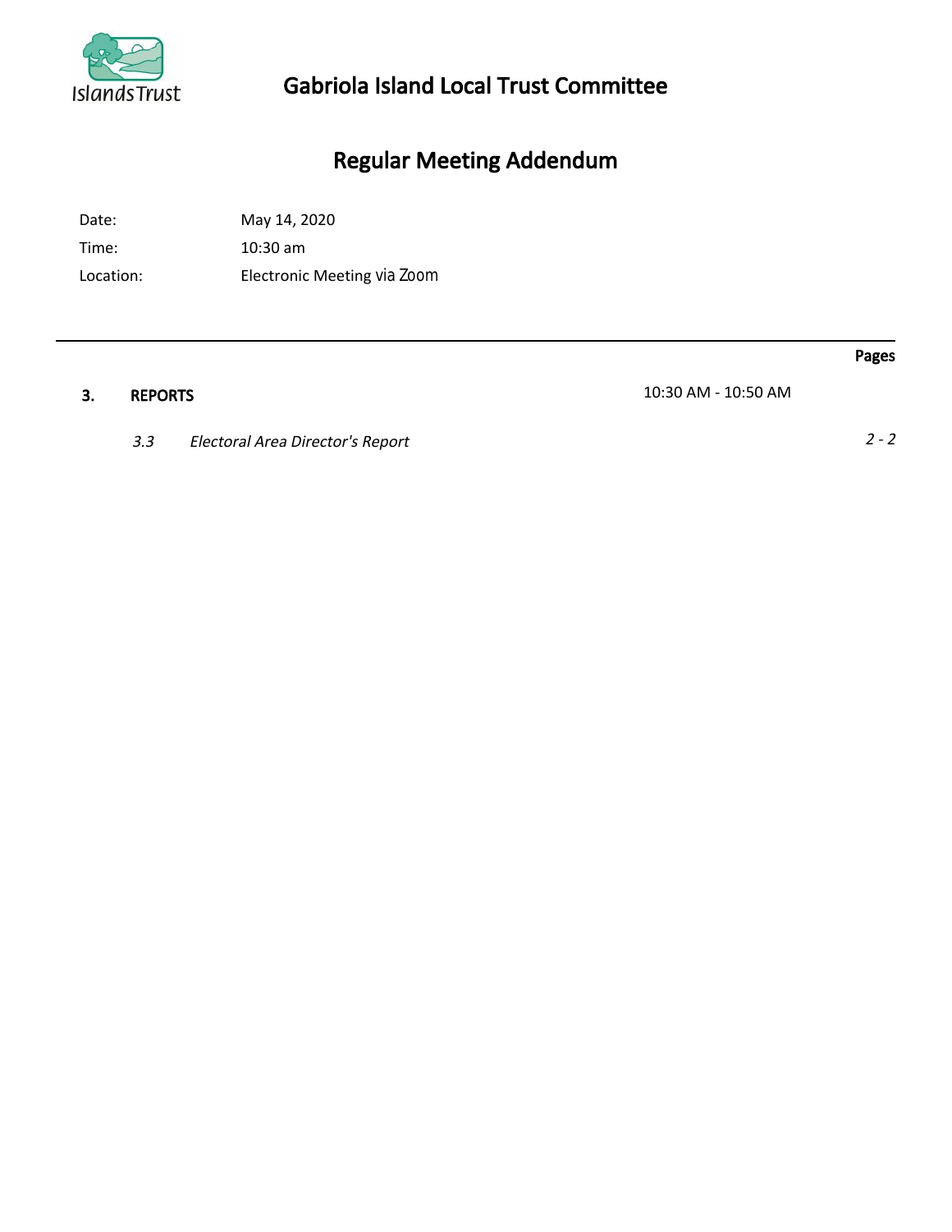# Gabriola Island Local Trust Committee

## Regular Meeting Addendum

Date: May 14, 2020

Time: 10:30 am

Location: Electronic Meeting via Zoom

| | | | Pages |
|---|---|---|---|
| **3.** | **REPORTS** | 10:30 AM - 10:50 AM | |
| *3.3* | *Electoral Area Director's Report* | | *2 - 2* |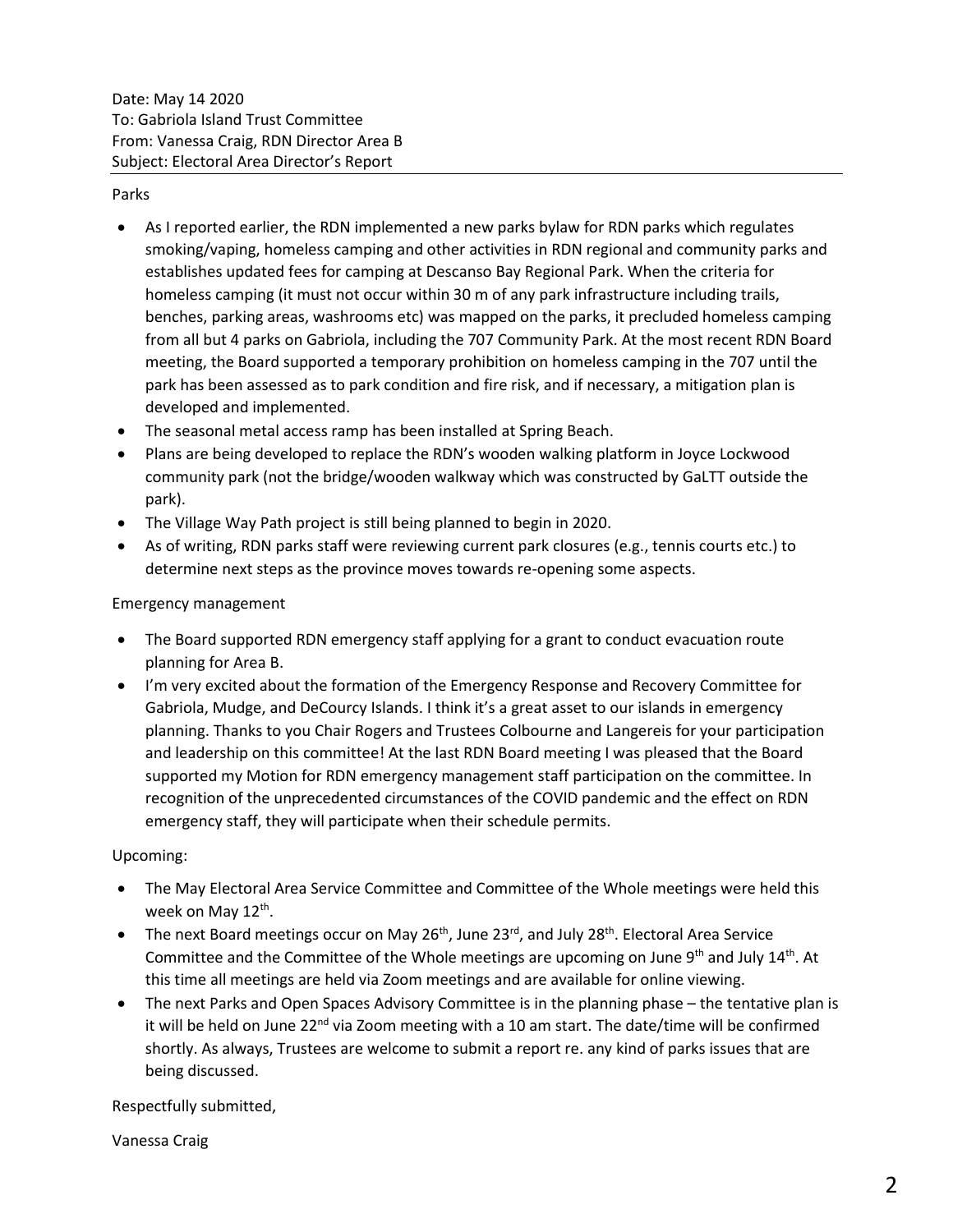Date: May 14 2020
To: Gabriola Island Trust Committee
From: Vanessa Craig, RDN Director Area B
Subject: Electoral Area Director's Report

Parks

- As I reported earlier, the RDN implemented a new parks bylaw for RDN parks which regulates smoking/vaping, homeless camping and other activities in RDN regional and community parks and establishes updated fees for camping at Descanso Bay Regional Park. When the criteria for homeless camping (it must not occur within 30 m of any park infrastructure including trails, benches, parking areas, washrooms etc) was mapped on the parks, it precluded homeless camping from all but 4 parks on Gabriola, including the 707 Community Park. At the most recent RDN Board meeting, the Board supported a temporary prohibition on homeless camping in the 707 until the park has been assessed as to park condition and fire risk, and if necessary, a mitigation plan is developed and implemented.
- The seasonal metal access ramp has been installed at Spring Beach.
- Plans are being developed to replace the RDN's wooden walking platform in Joyce Lockwood community park (not the bridge/wooden walkway which was constructed by GaLTT outside the park).
- The Village Way Path project is still being planned to begin in 2020.
- As of writing, RDN parks staff were reviewing current park closures (e.g., tennis courts etc.) to determine next steps as the province moves towards re-opening some aspects.

Emergency management

- The Board supported RDN emergency staff applying for a grant to conduct evacuation route planning for Area B.
- I'm very excited about the formation of the Emergency Response and Recovery Committee for Gabriola, Mudge, and DeCourcy Islands. I think it's a great asset to our islands in emergency planning. Thanks to you Chair Rogers and Trustees Colbourne and Langereis for your participation and leadership on this committee! At the last RDN Board meeting I was pleased that the Board supported my Motion for RDN emergency management staff participation on the committee. In recognition of the unprecedented circumstances of the COVID pandemic and the effect on RDN emergency staff, they will participate when their schedule permits.

Upcoming:

- The May Electoral Area Service Committee and Committee of the Whole meetings were held this week on May 12th.
- The next Board meetings occur on May 26th, June 23rd, and July 28th. Electoral Area Service Committee and the Committee of the Whole meetings are upcoming on June 9th and July 14th. At this time all meetings are held via Zoom meetings and are available for online viewing.
- The next Parks and Open Spaces Advisory Committee is in the planning phase – the tentative plan is it will be held on June 22nd via Zoom meeting with a 10 am start. The date/time will be confirmed shortly. As always, Trustees are welcome to submit a report re. any kind of parks issues that are being discussed.

Respectfully submitted,

Vanessa Craig